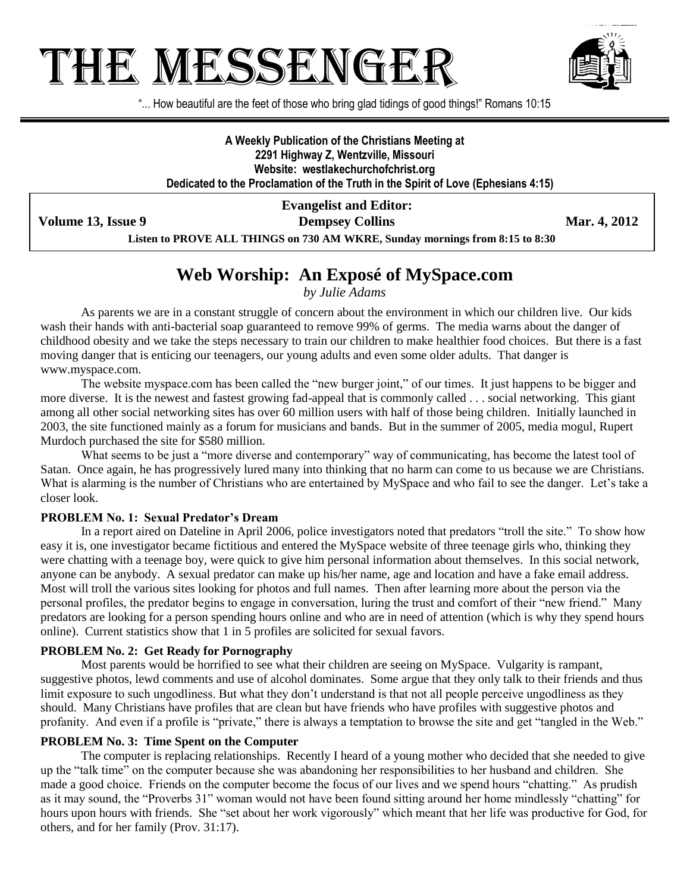# THE MESSENGER

"... How beautiful are the feet of those who bring glad tidings of good things!" Romans 10:15

**A Weekly Publication of the Christians Meeting at**
**2291 Highway Z, Wentzville, Missouri**
**Website: westlakechurchofchrist.org**
**Dedicated to the Proclamation of the Truth in the Spirit of Love (Ephesians 4:15)**

**Evangelist and Editor:**
**Volume 13, Issue 9** | **Dempsey Collins** | **Mar. 4, 2012**

**Listen to PROVE ALL THINGS on 730 AM WKRE, Sunday mornings from 8:15 to 8:30**

## Web Worship: An Exposé of MySpace.com

*by Julie Adams*

As parents we are in a constant struggle of concern about the environment in which our children live. Our kids wash their hands with anti-bacterial soap guaranteed to remove 99% of germs. The media warns about the danger of childhood obesity and we take the steps necessary to train our children to make healthier food choices. But there is a fast moving danger that is enticing our teenagers, our young adults and even some older adults. That danger is www.myspace.com.

The website myspace.com has been called the "new burger joint," of our times. It just happens to be bigger and more diverse. It is the newest and fastest growing fad-appeal that is commonly called . . . social networking. This giant among all other social networking sites has over 60 million users with half of those being children. Initially launched in 2003, the site functioned mainly as a forum for musicians and bands. But in the summer of 2005, media mogul, Rupert Murdoch purchased the site for $580 million.

What seems to be just a "more diverse and contemporary" way of communicating, has become the latest tool of Satan. Once again, he has progressively lured many into thinking that no harm can come to us because we are Christians. What is alarming is the number of Christians who are entertained by MySpace and who fail to see the danger. Let's take a closer look.

**PROBLEM No. 1: Sexual Predator's Dream**

In a report aired on Dateline in April 2006, police investigators noted that predators "troll the site." To show how easy it is, one investigator became fictitious and entered the MySpace website of three teenage girls who, thinking they were chatting with a teenage boy, were quick to give him personal information about themselves. In this social network, anyone can be anybody. A sexual predator can make up his/her name, age and location and have a fake email address. Most will troll the various sites looking for photos and full names. Then after learning more about the person via the personal profiles, the predator begins to engage in conversation, luring the trust and comfort of their "new friend." Many predators are looking for a person spending hours online and who are in need of attention (which is why they spend hours online). Current statistics show that 1 in 5 profiles are solicited for sexual favors.

**PROBLEM No. 2: Get Ready for Pornography**

Most parents would be horrified to see what their children are seeing on MySpace. Vulgarity is rampant, suggestive photos, lewd comments and use of alcohol dominates. Some argue that they only talk to their friends and thus limit exposure to such ungodliness. But what they don't understand is that not all people perceive ungodliness as they should. Many Christians have profiles that are clean but have friends who have profiles with suggestive photos and profanity. And even if a profile is "private," there is always a temptation to browse the site and get "tangled in the Web."

**PROBLEM No. 3: Time Spent on the Computer**

The computer is replacing relationships. Recently I heard of a young mother who decided that she needed to give up the "talk time" on the computer because she was abandoning her responsibilities to her husband and children. She made a good choice. Friends on the computer become the focus of our lives and we spend hours "chatting." As prudish as it may sound, the "Proverbs 31" woman would not have been found sitting around her home mindlessly "chatting" for hours upon hours with friends. She "set about her work vigorously" which meant that her life was productive for God, for others, and for her family (Prov. 31:17).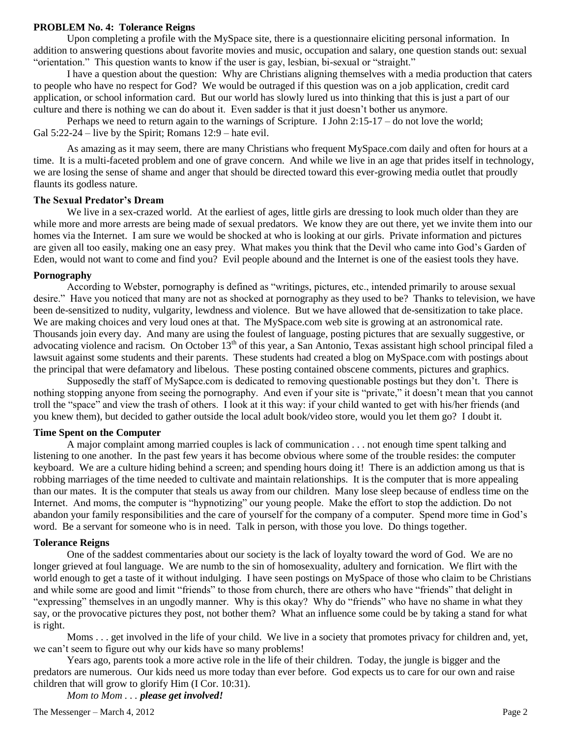**PROBLEM No. 4: Tolerance Reigns**

Upon completing a profile with the MySpace site, there is a questionnaire eliciting personal information. In addition to answering questions about favorite movies and music, occupation and salary, one question stands out: sexual "orientation." This question wants to know if the user is gay, lesbian, bi-sexual or "straight."

I have a question about the question: Why are Christians aligning themselves with a media production that caters to people who have no respect for God? We would be outraged if this question was on a job application, credit card application, or school information card. But our world has slowly lured us into thinking that this is just a part of our culture and there is nothing we can do about it. Even sadder is that it just doesn't bother us anymore.

Perhaps we need to return again to the warnings of Scripture. I John 2:15-17 – do not love the world; Gal 5:22-24 – live by the Spirit; Romans 12:9 – hate evil.

As amazing as it may seem, there are many Christians who frequent MySpace.com daily and often for hours at a time. It is a multi-faceted problem and one of grave concern. And while we live in an age that prides itself in technology, we are losing the sense of shame and anger that should be directed toward this ever-growing media outlet that proudly flaunts its godless nature.

**The Sexual Predator's Dream**

We live in a sex-crazed world. At the earliest of ages, little girls are dressing to look much older than they are while more and more arrests are being made of sexual predators. We know they are out there, yet we invite them into our homes via the Internet. I am sure we would be shocked at who is looking at our girls. Private information and pictures are given all too easily, making one an easy prey. What makes you think that the Devil who came into God's Garden of Eden, would not want to come and find you? Evil people abound and the Internet is one of the easiest tools they have.

**Pornography**

According to Webster, pornography is defined as "writings, pictures, etc., intended primarily to arouse sexual desire." Have you noticed that many are not as shocked at pornography as they used to be? Thanks to television, we have been de-sensitized to nudity, vulgarity, lewdness and violence. But we have allowed that de-sensitization to take place. We are making choices and very loud ones at that. The MySpace.com web site is growing at an astronomical rate. Thousands join every day. And many are using the foulest of language, posting pictures that are sexually suggestive, or advocating violence and racism. On October 13th of this year, a San Antonio, Texas assistant high school principal filed a lawsuit against some students and their parents. These students had created a blog on MySpace.com with postings about the principal that were defamatory and libelous. These posting contained obscene comments, pictures and graphics.

Supposedly the staff of MySapce.com is dedicated to removing questionable postings but they don't. There is nothing stopping anyone from seeing the pornography. And even if your site is "private," it doesn't mean that you cannot troll the "space" and view the trash of others. I look at it this way: if your child wanted to get with his/her friends (and you knew them), but decided to gather outside the local adult book/video store, would you let them go? I doubt it.

**Time Spent on the Computer**

A major complaint among married couples is lack of communication . . . not enough time spent talking and listening to one another. In the past few years it has become obvious where some of the trouble resides: the computer keyboard. We are a culture hiding behind a screen; and spending hours doing it! There is an addiction among us that is robbing marriages of the time needed to cultivate and maintain relationships. It is the computer that is more appealing than our mates. It is the computer that steals us away from our children. Many lose sleep because of endless time on the Internet. And moms, the computer is "hypnotizing" our young people. Make the effort to stop the addiction. Do not abandon your family responsibilities and the care of yourself for the company of a computer. Spend more time in God's word. Be a servant for someone who is in need. Talk in person, with those you love. Do things together.

**Tolerance Reigns**

One of the saddest commentaries about our society is the lack of loyalty toward the word of God. We are no longer grieved at foul language. We are numb to the sin of homosexuality, adultery and fornication. We flirt with the world enough to get a taste of it without indulging. I have seen postings on MySpace of those who claim to be Christians and while some are good and limit "friends" to those from church, there are others who have "friends" that delight in "expressing" themselves in an ungodly manner. Why is this okay? Why do "friends" who have no shame in what they say, or the provocative pictures they post, not bother them? What an influence some could be by taking a stand for what is right.

Moms . . . get involved in the life of your child. We live in a society that promotes privacy for children and, yet, we can't seem to figure out why our kids have so many problems!

Years ago, parents took a more active role in the life of their children. Today, the jungle is bigger and the predators are numerous. Our kids need us more today than ever before. God expects us to care for our own and raise children that will grow to glorify Him (I Cor. 10:31).

*Mom to Mom . . .* ***please get involved!***